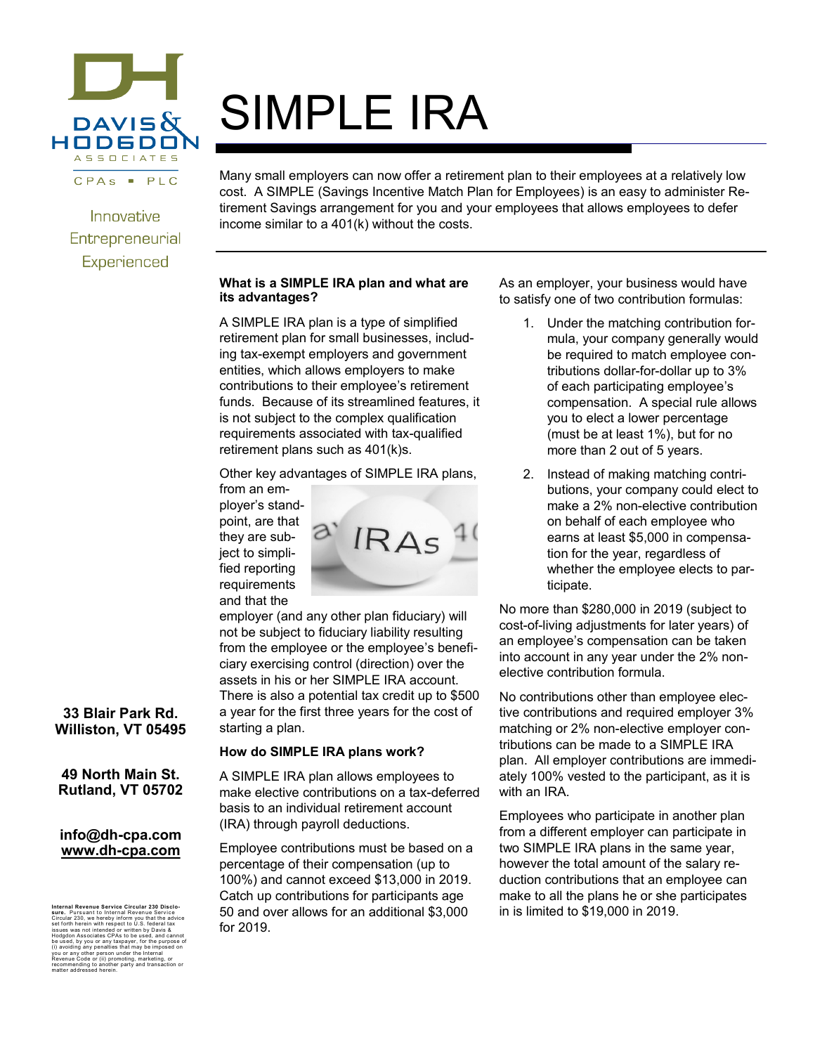# SIMPLE IRA

Many small employers can now offer a retirement plan to their employees at a relatively low cost. A SIMPLE (Savings Incentive Match Plan for Employees) is an easy to administer Retirement Savings arrangement for you and your employees that allows employees to defer income similar to a 401(k) without the costs.

**What is a SIMPLE IRA plan and what are its advantages?**

A SIMPLE IRA plan is a type of simplified retirement plan for small businesses, including tax-exempt employers and government entities, which allows employers to make contributions to their employee's retirement funds. Because of its streamlined features, it is not subject to the complex qualification requirements associated with tax-qualified retirement plans such as 401(k)s.

Other key advantages of SIMPLE IRA plans, from an employer's standpoint, are that they are subject to simplified reporting requirements and that the employer (and any other plan fiduciary) will not be subject to fiduciary liability resulting from the employee or the employee's beneficiary exercising control (direction) over the assets in his or her SIMPLE IRA account. There is also a potential tax credit up to $500 a year for the first three years for the cost of starting a plan.

**How do SIMPLE IRA plans work?**

A SIMPLE IRA plan allows employees to make elective contributions on a tax-deferred basis to an individual retirement account (IRA) through payroll deductions.

Employee contributions must be based on a percentage of their compensation (up to 100%) and cannot exceed $13,000 in 2019. Catch up contributions for participants age 50 and over allows for an additional $3,000 for 2019.

As an employer, your business would have to satisfy one of two contribution formulas:

1. Under the matching contribution formula, your company generally would be required to match employee contributions dollar-for-dollar up to 3% of each participating employee's compensation. A special rule allows you to elect a lower percentage (must be at least 1%), but for no more than 2 out of 5 years.
2. Instead of making matching contributions, your company could elect to make a 2% non-elective contribution on behalf of each employee who earns at least $5,000 in compensation for the year, regardless of whether the employee elects to participate.

No more than $280,000 in 2019 (subject to cost-of-living adjustments for later years) of an employee's compensation can be taken into account in any year under the 2% non-elective contribution formula.

No contributions other than employee elective contributions and required employer 3% matching or 2% non-elective employer contributions can be made to a SIMPLE IRA plan. All employer contributions are immediately 100% vested to the participant, as it is with an IRA.

Employees who participate in another plan from a different employer can participate in two SIMPLE IRA plans in the same year, however the total amount of the salary reduction contributions that an employee can make to all the plans he or she participates in is limited to $19,000 in 2019.

Innovative
Entrepreneurial
Experienced

**33 Blair Park Rd.**
**Williston, VT 05495**

**49 North Main St.**
**Rutland, VT 05702**

**info@dh-cpa.com**
**www.dh-cpa.com**

**Internal Revenue Service Circular 230 Disclosure.** Pursuant to Internal Revenue Service Circular 230, we hereby inform you that the advice set forth herein with respect to U.S. federal tax issues was not intended or written by Davis & Hodgdon Associates CPAs to be used, and cannot be used, by you or any taxpayer, for the purpose of (i) avoiding any penalties that may be imposed on you or any other person under the Internal Revenue Code or (ii) promoting, marketing, or recommending to another party and transaction or matter addressed herein.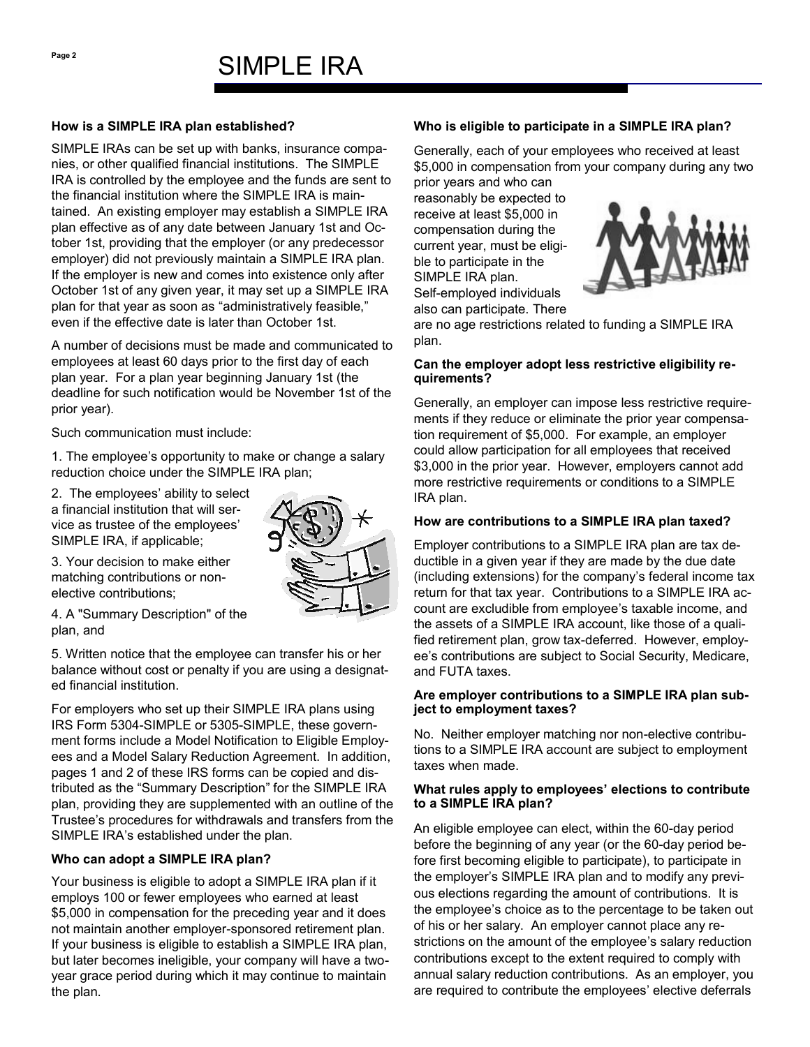# SIMPLE IRA

**How is a SIMPLE IRA plan established?**

SIMPLE IRAs can be set up with banks, insurance companies, or other qualified financial institutions. The SIMPLE IRA is controlled by the employee and the funds are sent to the financial institution where the SIMPLE IRA is maintained. An existing employer may establish a SIMPLE IRA plan effective as of any date between January 1st and October 1st, providing that the employer (or any predecessor employer) did not previously maintain a SIMPLE IRA plan. If the employer is new and comes into existence only after October 1st of any given year, it may set up a SIMPLE IRA plan for that year as soon as "administratively feasible," even if the effective date is later than October 1st.

A number of decisions must be made and communicated to employees at least 60 days prior to the first day of each plan year. For a plan year beginning January 1st (the deadline for such notification would be November 1st of the prior year).

Such communication must include:

1. The employee's opportunity to make or change a salary reduction choice under the SIMPLE IRA plan;

2. The employees' ability to select a financial institution that will service as trustee of the employees' SIMPLE IRA, if applicable;

3. Your decision to make either matching contributions or non-elective contributions;

4. A "Summary Description" of the plan, and

5. Written notice that the employee can transfer his or her balance without cost or penalty if you are using a designated financial institution.

For employers who set up their SIMPLE IRA plans using IRS Form 5304-SIMPLE or 5305-SIMPLE, these government forms include a Model Notification to Eligible Employees and a Model Salary Reduction Agreement. In addition, pages 1 and 2 of these IRS forms can be copied and distributed as the "Summary Description" for the SIMPLE IRA plan, providing they are supplemented with an outline of the Trustee's procedures for withdrawals and transfers from the SIMPLE IRA's established under the plan.

**Who can adopt a SIMPLE IRA plan?**

Your business is eligible to adopt a SIMPLE IRA plan if it employs 100 or fewer employees who earned at least $5,000 in compensation for the preceding year and it does not maintain another employer-sponsored retirement plan. If your business is eligible to establish a SIMPLE IRA plan, but later becomes ineligible, your company will have a two-year grace period during which it may continue to maintain the plan.

**Who is eligible to participate in a SIMPLE IRA plan?**

Generally, each of your employees who received at least $5,000 in compensation from your company during any two prior years and who can reasonably be expected to receive at least $5,000 in compensation during the current year, must be eligible to participate in the SIMPLE IRA plan. Self-employed individuals also can participate. There are no age restrictions related to funding a SIMPLE IRA plan.

**Can the employer adopt less restrictive eligibility requirements?**

Generally, an employer can impose less restrictive requirements if they reduce or eliminate the prior year compensation requirement of $5,000. For example, an employer could allow participation for all employees that received $3,000 in the prior year. However, employers cannot add more restrictive requirements or conditions to a SIMPLE IRA plan.

**How are contributions to a SIMPLE IRA plan taxed?**

Employer contributions to a SIMPLE IRA plan are tax deductible in a given year if they are made by the due date (including extensions) for the company's federal income tax return for that tax year. Contributions to a SIMPLE IRA account are excludible from employee's taxable income, and the assets of a SIMPLE IRA account, like those of a qualified retirement plan, grow tax-deferred. However, employee's contributions are subject to Social Security, Medicare, and FUTA taxes.

**Are employer contributions to a SIMPLE IRA plan subject to employment taxes?**

No. Neither employer matching nor non-elective contributions to a SIMPLE IRA account are subject to employment taxes when made.

**What rules apply to employees' elections to contribute to a SIMPLE IRA plan?**

An eligible employee can elect, within the 60-day period before the beginning of any year (or the 60-day period before first becoming eligible to participate), to participate in the employer's SIMPLE IRA plan and to modify any previous elections regarding the amount of contributions. It is the employee's choice as to the percentage to be taken out of his or her salary. An employer cannot place any restrictions on the amount of the employee's salary reduction contributions except to the extent required to comply with annual salary reduction contributions. As an employer, you are required to contribute the employees' elective deferrals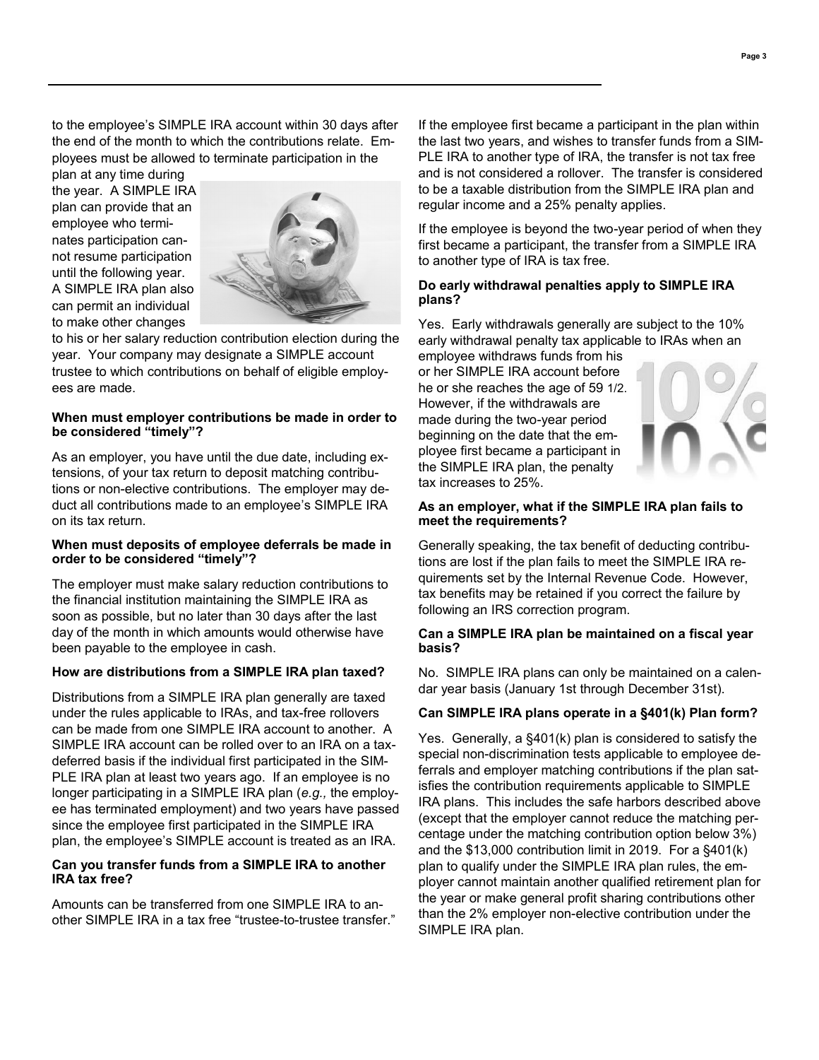to the employee's SIMPLE IRA account within 30 days after the end of the month to which the contributions relate. Employees must be allowed to terminate participation in the plan at any time during the year. A SIMPLE IRA plan can provide that an employee who terminates participation cannot resume participation until the following year. A SIMPLE IRA plan also can permit an individual to make other changes to his or her salary reduction contribution election during the year. Your company may designate a SIMPLE account trustee to which contributions on behalf of eligible employees are made.

**When must employer contributions be made in order to be considered "timely"?**

As an employer, you have until the due date, including extensions, of your tax return to deposit matching contributions or non-elective contributions. The employer may deduct all contributions made to an employee's SIMPLE IRA on its tax return.

**When must deposits of employee deferrals be made in order to be considered "timely"?**

The employer must make salary reduction contributions to the financial institution maintaining the SIMPLE IRA as soon as possible, but no later than 30 days after the last day of the month in which amounts would otherwise have been payable to the employee in cash.

**How are distributions from a SIMPLE IRA plan taxed?**

Distributions from a SIMPLE IRA plan generally are taxed under the rules applicable to IRAs, and tax-free rollovers can be made from one SIMPLE IRA account to another. A SIMPLE IRA account can be rolled over to an IRA on a tax-deferred basis if the individual first participated in the SIMPLE IRA plan at least two years ago. If an employee is no longer participating in a SIMPLE IRA plan (*e.g.,* the employee has terminated employment) and two years have passed since the employee first participated in the SIMPLE IRA plan, the employee's SIMPLE account is treated as an IRA.

**Can you transfer funds from a SIMPLE IRA to another IRA tax free?**

Amounts can be transferred from one SIMPLE IRA to another SIMPLE IRA in a tax free "trustee-to-trustee transfer."

If the employee first became a participant in the plan within the last two years, and wishes to transfer funds from a SIMPLE IRA to another type of IRA, the transfer is not tax free and is not considered a rollover. The transfer is considered to be a taxable distribution from the SIMPLE IRA plan and regular income and a 25% penalty applies.

If the employee is beyond the two-year period of when they first became a participant, the transfer from a SIMPLE IRA to another type of IRA is tax free.

**Do early withdrawal penalties apply to SIMPLE IRA plans?**

Yes. Early withdrawals generally are subject to the 10% early withdrawal penalty tax applicable to IRAs when an employee withdraws funds from his or her SIMPLE IRA account before he or she reaches the age of 59 1/2. However, if the withdrawals are made during the two-year period beginning on the date that the employee first became a participant in the SIMPLE IRA plan, the penalty tax increases to 25%.

**As an employer, what if the SIMPLE IRA plan fails to meet the requirements?**

Generally speaking, the tax benefit of deducting contributions are lost if the plan fails to meet the SIMPLE IRA requirements set by the Internal Revenue Code. However, tax benefits may be retained if you correct the failure by following an IRS correction program.

**Can a SIMPLE IRA plan be maintained on a fiscal year basis?**

No. SIMPLE IRA plans can only be maintained on a calendar year basis (January 1st through December 31st).

**Can SIMPLE IRA plans operate in a §401(k) Plan form?**

Yes. Generally, a §401(k) plan is considered to satisfy the special non-discrimination tests applicable to employee deferrals and employer matching contributions if the plan satisfies the contribution requirements applicable to SIMPLE IRA plans. This includes the safe harbors described above (except that the employer cannot reduce the matching percentage under the matching contribution option below 3%) and the $13,000 contribution limit in 2019. For a §401(k) plan to qualify under the SIMPLE IRA plan rules, the employer cannot maintain another qualified retirement plan for the year or make general profit sharing contributions other than the 2% employer non-elective contribution under the SIMPLE IRA plan.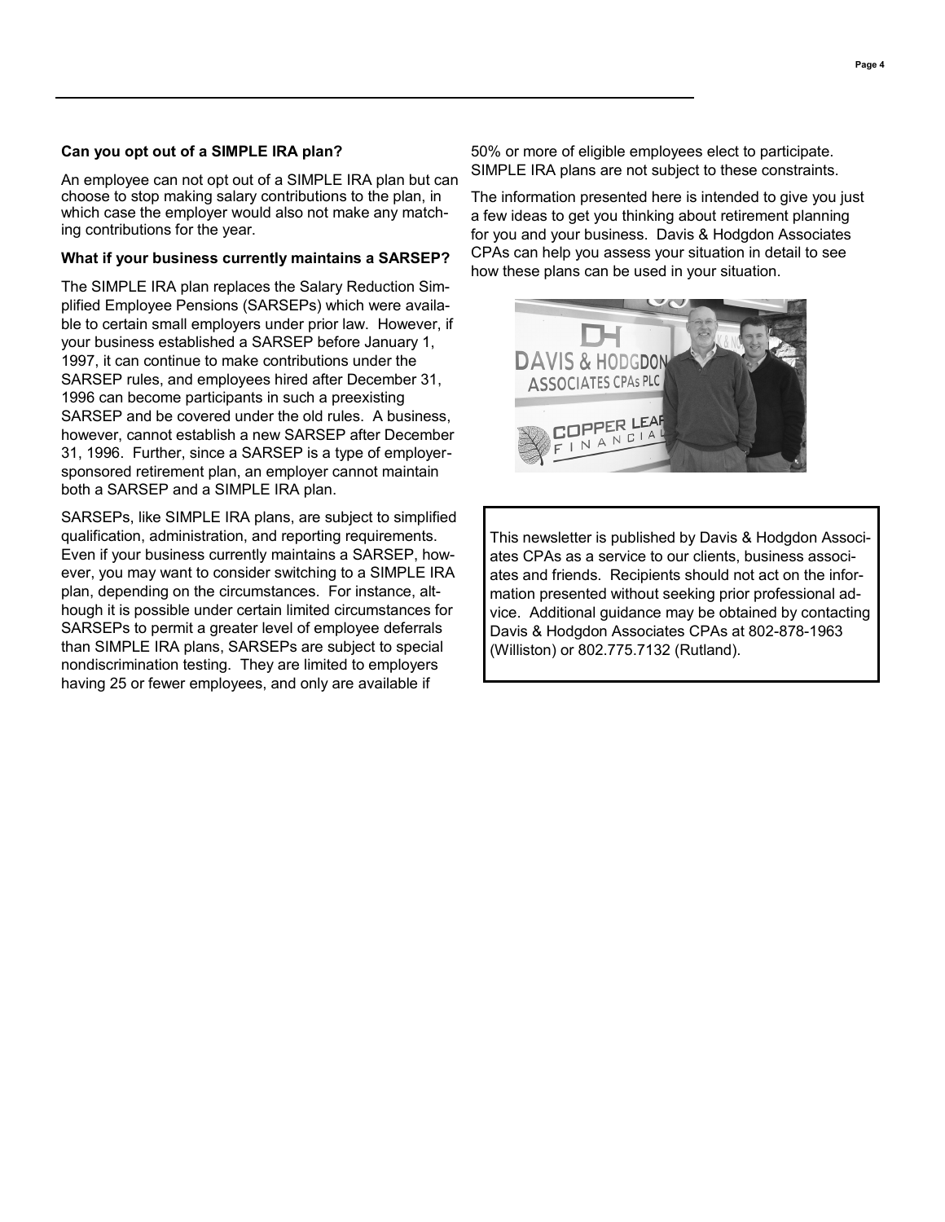**Can you opt out of a SIMPLE IRA plan?**

An employee can not opt out of a SIMPLE IRA plan but can choose to stop making salary contributions to the plan, in which case the employer would also not make any matching contributions for the year.

**What if your business currently maintains a SARSEP?**

The SIMPLE IRA plan replaces the Salary Reduction Simplified Employee Pensions (SARSEPs) which were available to certain small employers under prior law. However, if your business established a SARSEP before January 1, 1997, it can continue to make contributions under the SARSEP rules, and employees hired after December 31, 1996 can become participants in such a preexisting SARSEP and be covered under the old rules. A business, however, cannot establish a new SARSEP after December 31, 1996. Further, since a SARSEP is a type of employer-sponsored retirement plan, an employer cannot maintain both a SARSEP and a SIMPLE IRA plan.

SARSEPs, like SIMPLE IRA plans, are subject to simplified qualification, administration, and reporting requirements. Even if your business currently maintains a SARSEP, however, you may want to consider switching to a SIMPLE IRA plan, depending on the circumstances. For instance, although it is possible under certain limited circumstances for SARSEPs to permit a greater level of employee deferrals than SIMPLE IRA plans, SARSEPs are subject to special nondiscrimination testing. They are limited to employers having 25 or fewer employees, and only are available if 50% or more of eligible employees elect to participate. SIMPLE IRA plans are not subject to these constraints.

The information presented here is intended to give you just a few ideas to get you thinking about retirement planning for you and your business. Davis & Hodgdon Associates CPAs can help you assess your situation in detail to see how these plans can be used in your situation.

This newsletter is published by Davis & Hodgdon Associates CPAs as a service to our clients, business associates and friends. Recipients should not act on the information presented without seeking prior professional advice. Additional guidance may be obtained by contacting Davis & Hodgdon Associates CPAs at 802-878-1963 (Williston) or 802.775.7132 (Rutland).